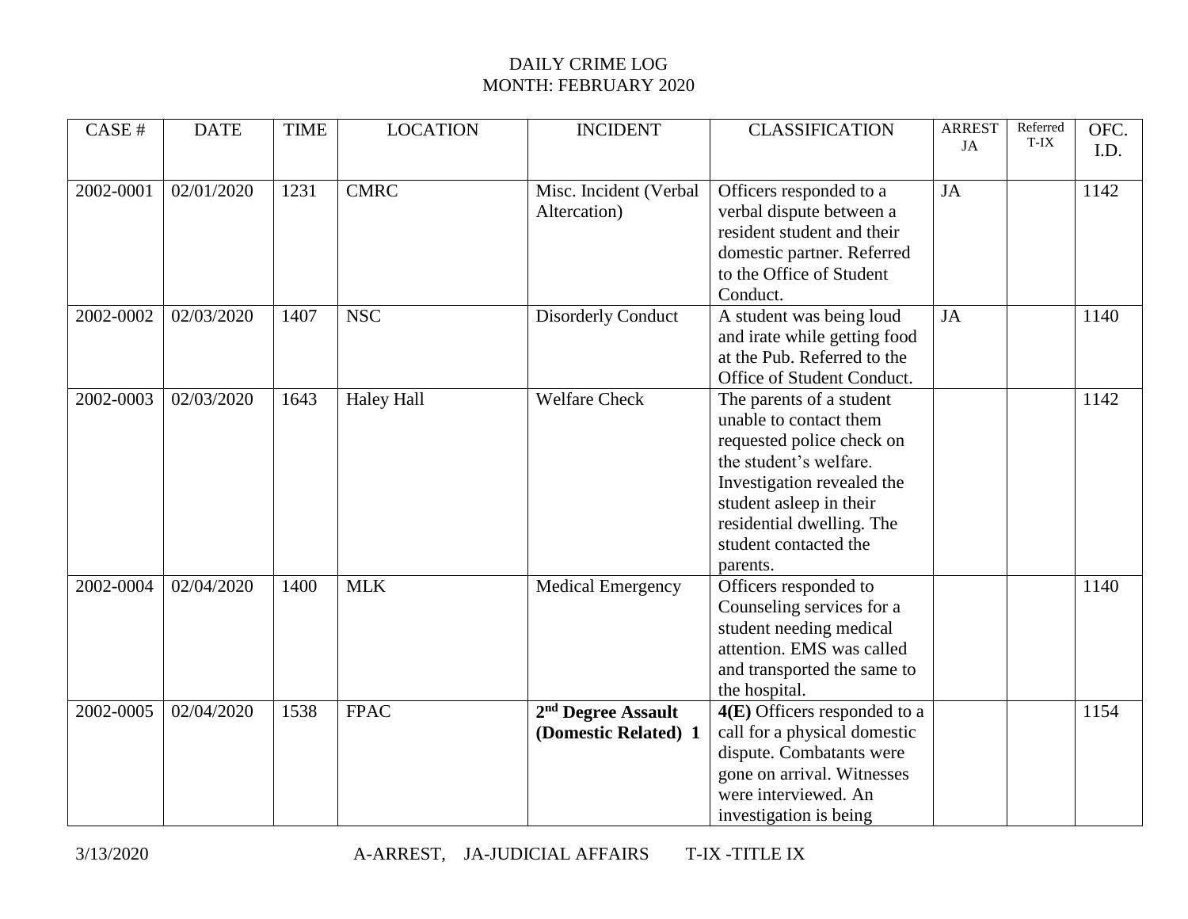DAILY CRIME LOG
MONTH: FEBRUARY 2020

| CASE # | DATE | TIME | LOCATION | INCIDENT | CLASSIFICATION | ARREST JA | Referred T-IX | OFC. I.D. |
|---|---|---|---|---|---|---|---|---|
| 2002-0001 | 02/01/2020 | 1231 | CMRC | Misc. Incident (Verbal Altercation) | Officers responded to a verbal dispute between a resident student and their domestic partner. Referred to the Office of Student Conduct. | JA | | 1142 |
| 2002-0002 | 02/03/2020 | 1407 | NSC | Disorderly Conduct | A student was being loud and irate while getting food at the Pub. Referred to the Office of Student Conduct. | JA | | 1140 |
| 2002-0003 | 02/03/2020 | 1643 | Haley Hall | Welfare Check | The parents of a student unable to contact them requested police check on the student's welfare. Investigation revealed the student asleep in their residential dwelling. The student contacted the parents. | | | 1142 |
| 2002-0004 | 02/04/2020 | 1400 | MLK | Medical Emergency | Officers responded to Counseling services for a student needing medical attention. EMS was called and transported the same to the hospital. | | | 1140 |
| 2002-0005 | 02/04/2020 | 1538 | FPAC | **2nd Degree Assault (Domestic Related) 1** | **4(E)** Officers responded to a call for a physical domestic dispute. Combatants were gone on arrival. Witnesses were interviewed. An investigation is being | | | 1154 |

3/13/2020 A-ARREST, JA-JUDICIAL AFFAIRS T-IX -TITLE IX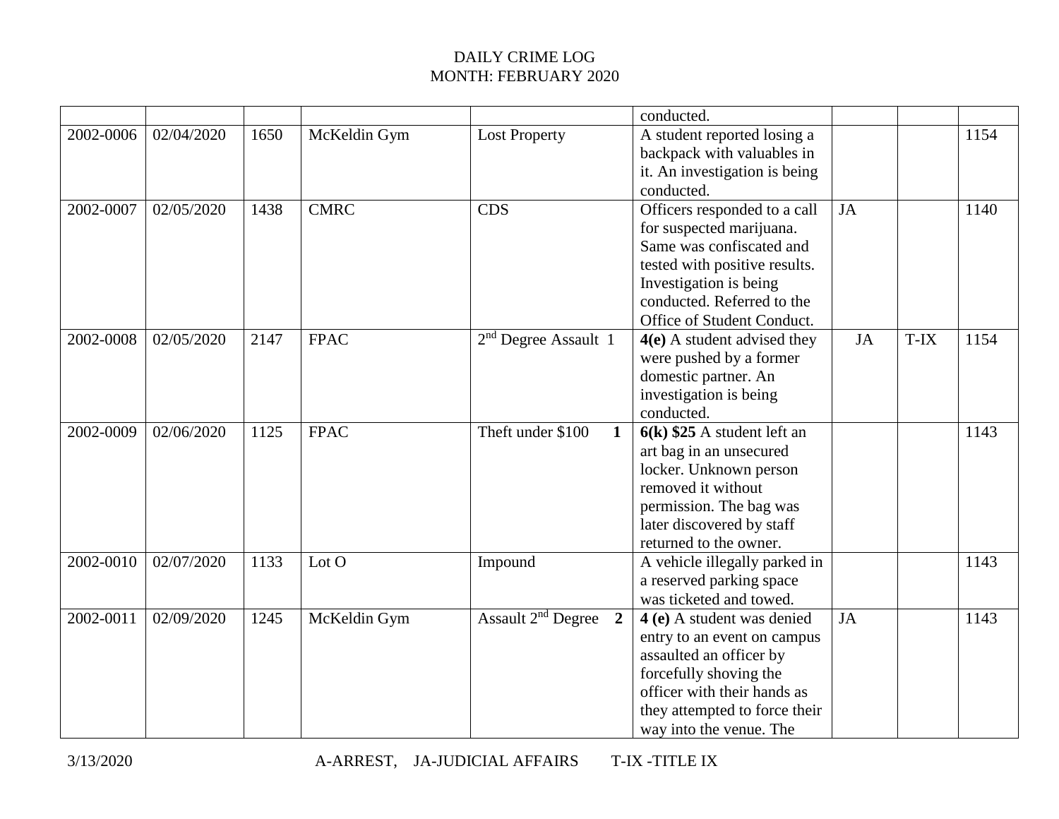DAILY CRIME LOG
MONTH: FEBRUARY 2020

| | | | | | | | | |
|---|---|---|---|---|---|---|---|---|
| | | | | | conducted. | | | |
| 2002-0006 | 02/04/2020 | 1650 | McKeldin Gym | Lost Property | A student reported losing a backpack with valuables in it. An investigation is being conducted. | | | 1154 |
| 2002-0007 | 02/05/2020 | 1438 | CMRC | CDS | Officers responded to a call for suspected marijuana. Same was confiscated and tested with positive results. Investigation is being conducted. Referred to the Office of Student Conduct. | JA | | 1140 |
| 2002-0008 | 02/05/2020 | 2147 | FPAC | 2nd Degree Assault 1 | **4(e)** A student advised they were pushed by a former domestic partner. An investigation is being conducted. | JA | T-IX | 1154 |
| 2002-0009 | 02/06/2020 | 1125 | FPAC | Theft under $100 **1** | **6(k) $25** A student left an art bag in an unsecured locker. Unknown person removed it without permission. The bag was later discovered by staff returned to the owner. | | | 1143 |
| 2002-0010 | 02/07/2020 | 1133 | Lot O | Impound | A vehicle illegally parked in a reserved parking space was ticketed and towed. | | | 1143 |
| 2002-0011 | 02/09/2020 | 1245 | McKeldin Gym | Assault 2nd Degree **2** | **4 (e)** A student was denied entry to an event on campus assaulted an officer by forcefully shoving the officer with their hands as they attempted to force their way into the venue. The | JA | | 1143 |

3/13/2020 A-ARREST, JA-JUDICIAL AFFAIRS T-IX -TITLE IX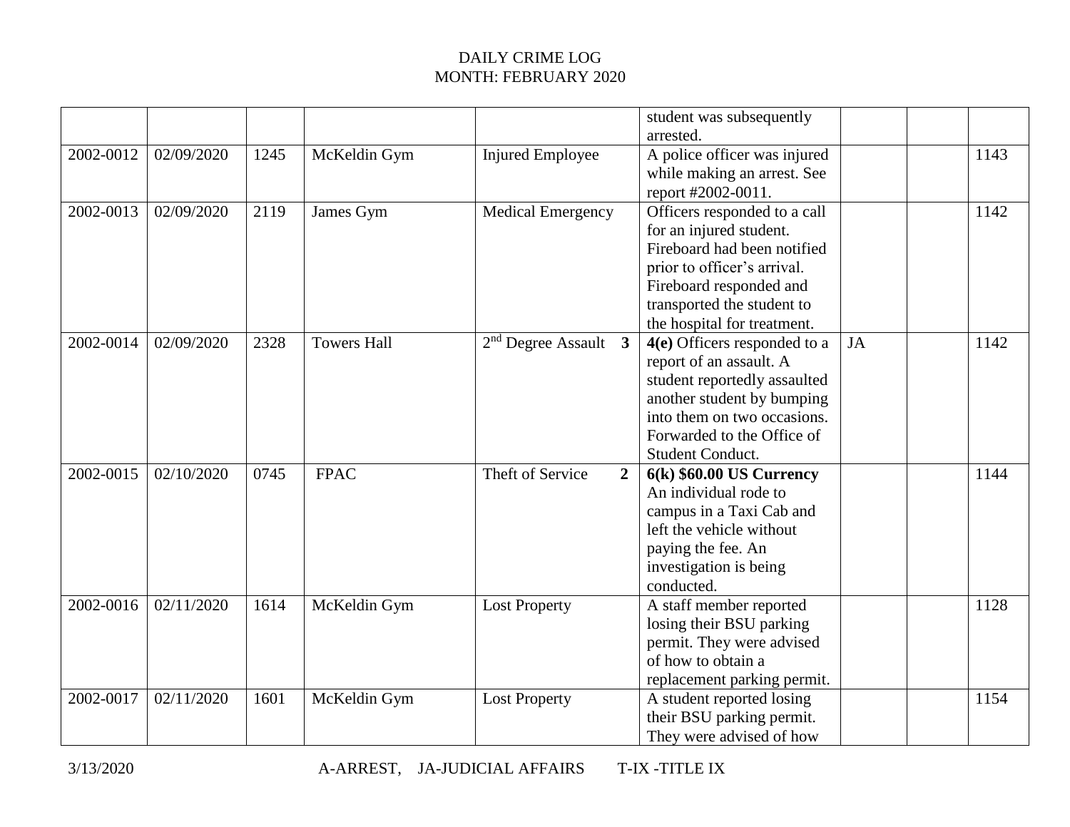# DAILY CRIME LOG
## MONTH: FEBRUARY 2020

| | | | | | | | | |
|---|---|---|---|---|---|---|---|---|
| | | | | | student was subsequently arrested. | | | |
| 2002-0012 | 02/09/2020 | 1245 | McKeldin Gym | Injured Employee | A police officer was injured while making an arrest. See report #2002-0011. | | | 1143 |
| 2002-0013 | 02/09/2020 | 2119 | James Gym | Medical Emergency | Officers responded to a call for an injured student. Fireboard had been notified prior to officer's arrival. Fireboard responded and transported the student to the hospital for treatment. | | | 1142 |
| 2002-0014 | 02/09/2020 | 2328 | Towers Hall | 2nd Degree Assault **3** | **4(e)** Officers responded to a report of an assault. A student reportedly assaulted another student by bumping into them on two occasions. Forwarded to the Office of Student Conduct. | JA | | 1142 |
| 2002-0015 | 02/10/2020 | 0745 | FPAC | Theft of Service **2** | **6(k) $60.00 US Currency** An individual rode to campus in a Taxi Cab and left the vehicle without paying the fee. An investigation is being conducted. | | | 1144 |
| 2002-0016 | 02/11/2020 | 1614 | McKeldin Gym | Lost Property | A staff member reported losing their BSU parking permit. They were advised of how to obtain a replacement parking permit. | | | 1128 |
| 2002-0017 | 02/11/2020 | 1601 | McKeldin Gym | Lost Property | A student reported losing their BSU parking permit. They were advised of how | | | 1154 |

3/13/2020 A-ARREST, JA-JUDICIAL AFFAIRS T-IX -TITLE IX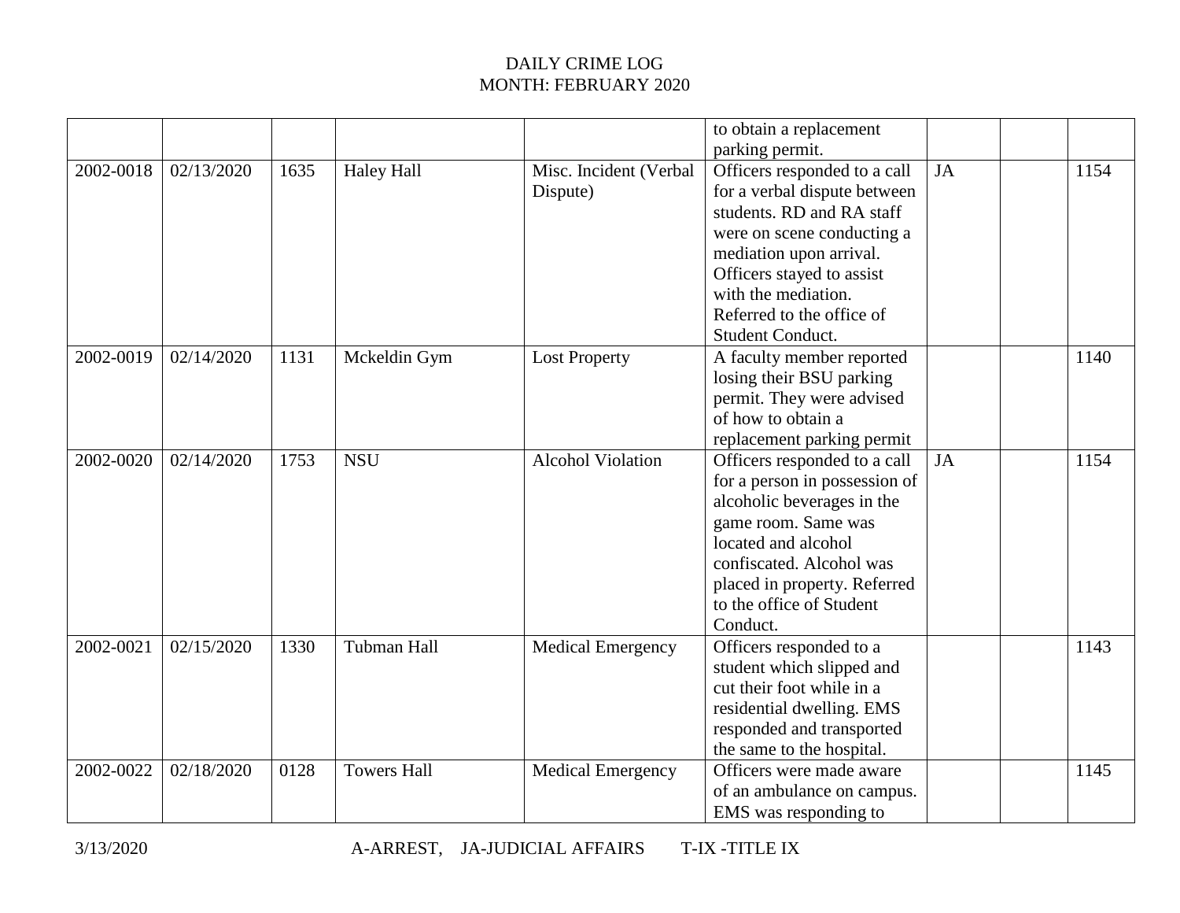# DAILY CRIME LOG
## MONTH: FEBRUARY 2020

| | | | | | | | | |
|---|---|---|---|---|---|---|---|---|
| | | | | | to obtain a replacement parking permit. | | | |
| 2002-0018 | 02/13/2020 | 1635 | Haley Hall | Misc. Incident (Verbal Dispute) | Officers responded to a call for a verbal dispute between students. RD and RA staff were on scene conducting a mediation upon arrival. Officers stayed to assist with the mediation. Referred to the office of Student Conduct. | JA | | 1154 |
| 2002-0019 | 02/14/2020 | 1131 | Mckeldin Gym | Lost Property | A faculty member reported losing their BSU parking permit. They were advised of how to obtain a replacement parking permit | | | 1140 |
| 2002-0020 | 02/14/2020 | 1753 | NSU | Alcohol Violation | Officers responded to a call for a person in possession of alcoholic beverages in the game room. Same was located and alcohol confiscated. Alcohol was placed in property. Referred to the office of Student Conduct. | JA | | 1154 |
| 2002-0021 | 02/15/2020 | 1330 | Tubman Hall | Medical Emergency | Officers responded to a student which slipped and cut their foot while in a residential dwelling. EMS responded and transported the same to the hospital. | | | 1143 |
| 2002-0022 | 02/18/2020 | 0128 | Towers Hall | Medical Emergency | Officers were made aware of an ambulance on campus. EMS was responding to | | | 1145 |

3/13/2020 A-ARREST, JA-JUDICIAL AFFAIRS T-IX -TITLE IX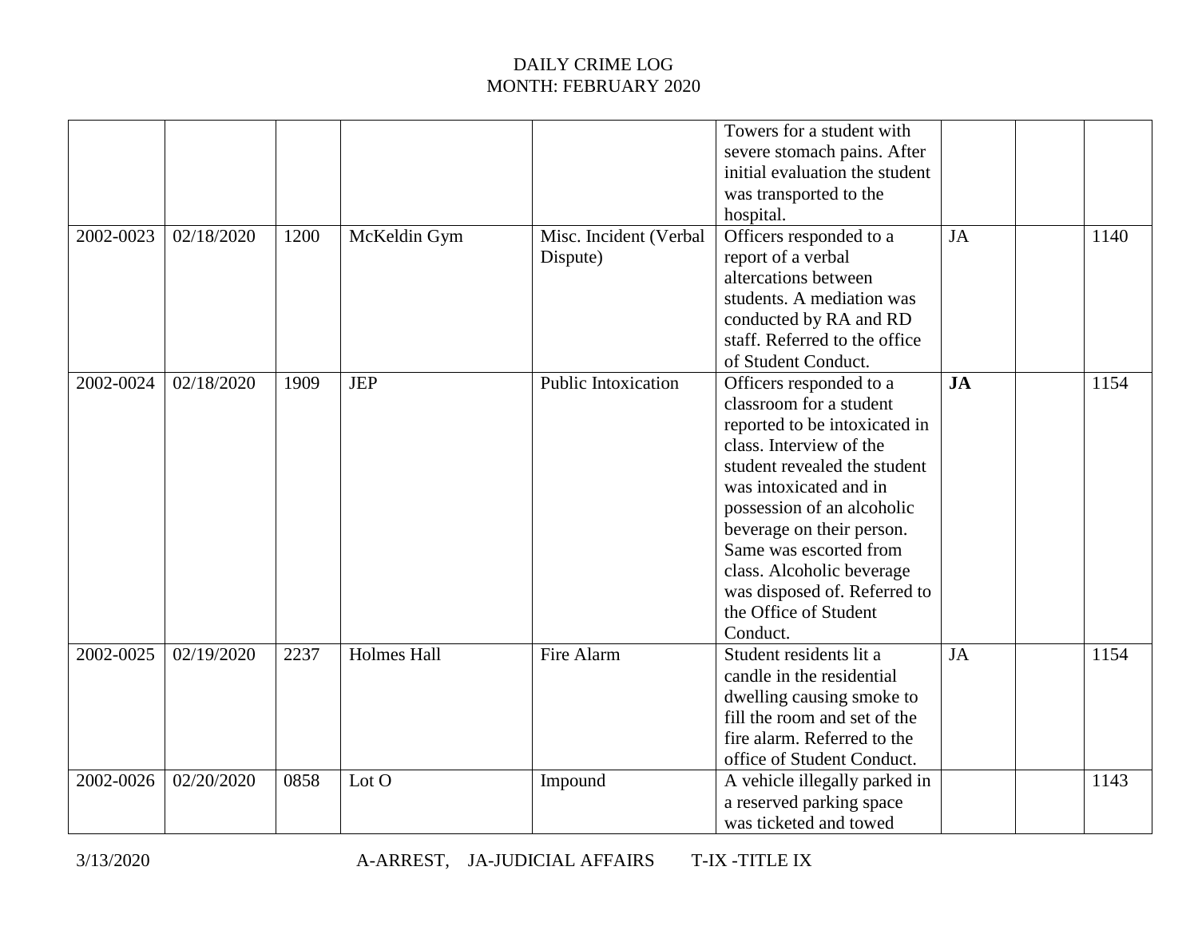# DAILY CRIME LOG
## MONTH: FEBRUARY 2020

| | | | | | | | | |
|---|---|---|---|---|---|---|---|---|
| | | | | | Towers for a student with severe stomach pains. After initial evaluation the student was transported to the hospital. | | | |
| 2002-0023 | 02/18/2020 | 1200 | McKeldin Gym | Misc. Incident (Verbal Dispute) | Officers responded to a report of a verbal altercations between students. A mediation was conducted by RA and RD staff. Referred to the office of Student Conduct. | JA | | 1140 |
| 2002-0024 | 02/18/2020 | 1909 | JEP | Public Intoxication | Officers responded to a classroom for a student reported to be intoxicated in class. Interview of the student revealed the student was intoxicated and in possession of an alcoholic beverage on their person. Same was escorted from class. Alcoholic beverage was disposed of. Referred to the Office of Student Conduct. | **JA** | | 1154 |
| 2002-0025 | 02/19/2020 | 2237 | Holmes Hall | Fire Alarm | Student residents lit a candle in the residential dwelling causing smoke to fill the room and set of the fire alarm. Referred to the office of Student Conduct. | JA | | 1154 |
| 2002-0026 | 02/20/2020 | 0858 | Lot O | Impound | A vehicle illegally parked in a reserved parking space was ticketed and towed | | | 1143 |

3/13/2020 A-ARREST, JA-JUDICIAL AFFAIRS T-IX -TITLE IX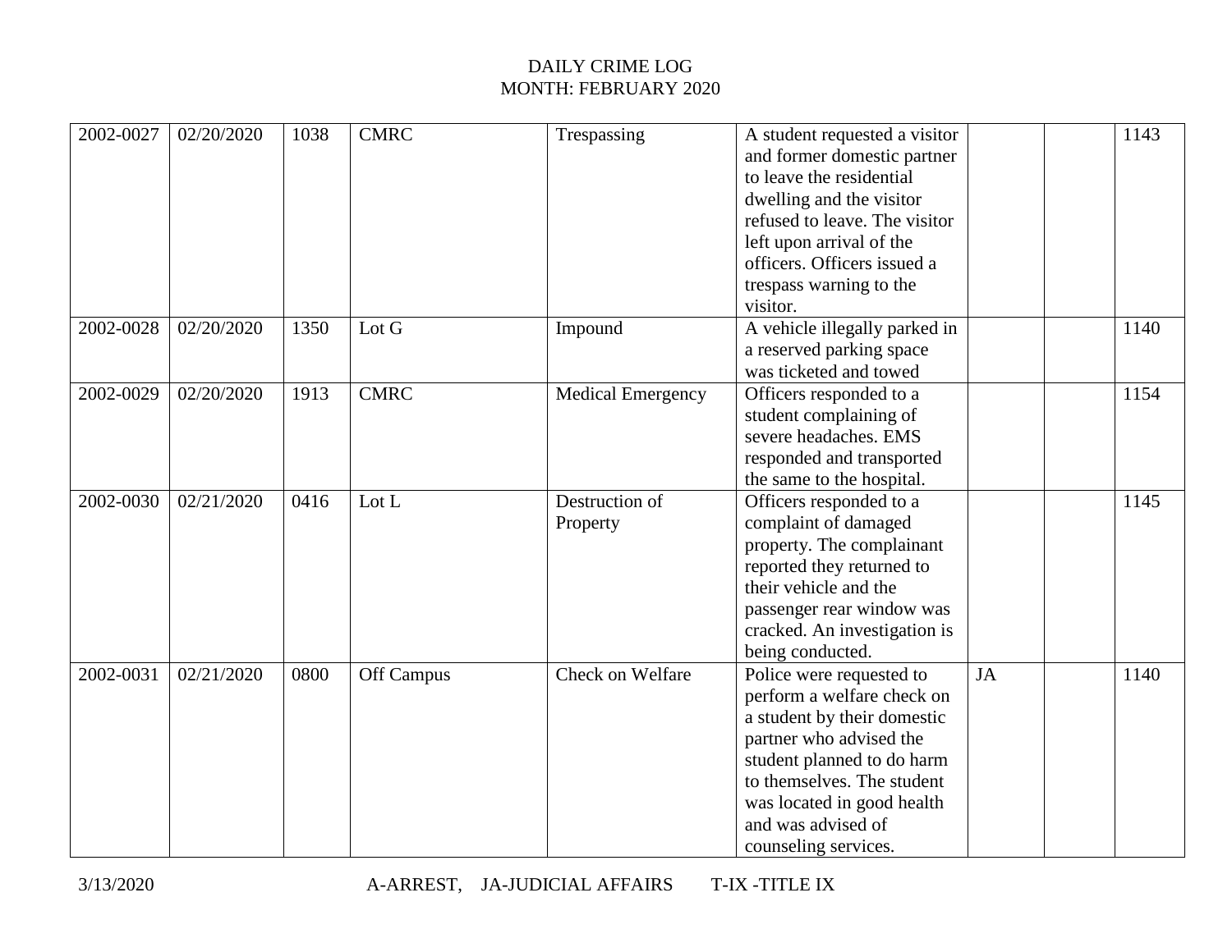DAILY CRIME LOG
MONTH: FEBRUARY 2020

| | | | | | | | | |
|---|---|---|---|---|---|---|---|---|
| 2002-0027 | 02/20/2020 | 1038 | CMRC | Trespassing | A student requested a visitor and former domestic partner to leave the residential dwelling and the visitor refused to leave. The visitor left upon arrival of the officers. Officers issued a trespass warning to the visitor. | | | 1143 |
| 2002-0028 | 02/20/2020 | 1350 | Lot G | Impound | A vehicle illegally parked in a reserved parking space was ticketed and towed | | | 1140 |
| 2002-0029 | 02/20/2020 | 1913 | CMRC | Medical Emergency | Officers responded to a student complaining of severe headaches. EMS responded and transported the same to the hospital. | | | 1154 |
| 2002-0030 | 02/21/2020 | 0416 | Lot L | Destruction of Property | Officers responded to a complaint of damaged property. The complainant reported they returned to their vehicle and the passenger rear window was cracked. An investigation is being conducted. | | | 1145 |
| 2002-0031 | 02/21/2020 | 0800 | Off Campus | Check on Welfare | Police were requested to perform a welfare check on a student by their domestic partner who advised the student planned to do harm to themselves. The student was located in good health and was advised of counseling services. | JA | | 1140 |

3/13/2020 A-ARREST, JA-JUDICIAL AFFAIRS T-IX -TITLE IX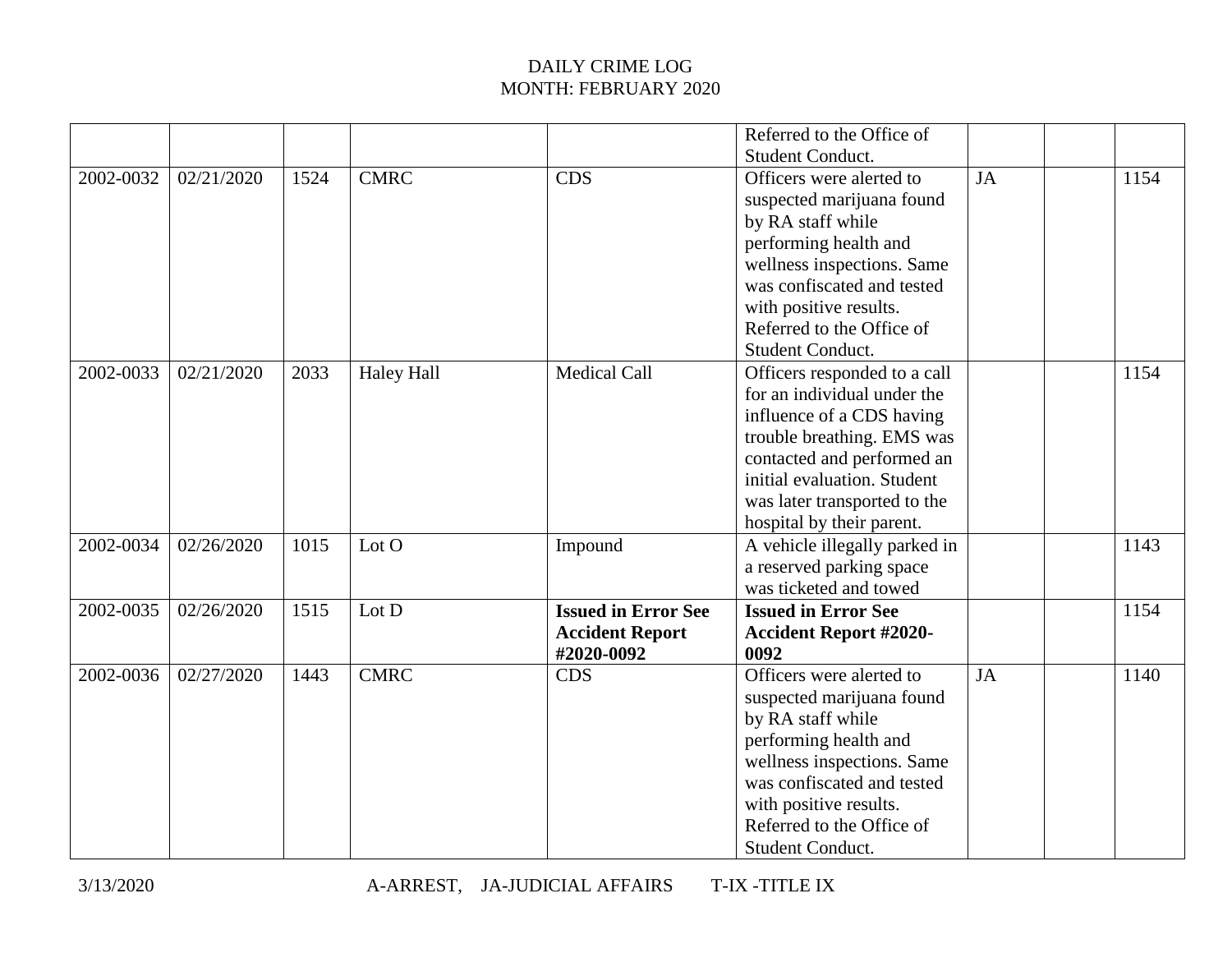DAILY CRIME LOG
MONTH: FEBRUARY 2020

| | | | | | | | | |
|---|---|---|---|---|---|---|---|---|
| | | | | | Referred to the Office of Student Conduct. | | | |
| 2002-0032 | 02/21/2020 | 1524 | CMRC | CDS | Officers were alerted to suspected marijuana found by RA staff while performing health and wellness inspections. Same was confiscated and tested with positive results. Referred to the Office of Student Conduct. | JA | | 1154 |
| 2002-0033 | 02/21/2020 | 2033 | Haley Hall | Medical Call | Officers responded to a call for an individual under the influence of a CDS having trouble breathing. EMS was contacted and performed an initial evaluation. Student was later transported to the hospital by their parent. | | | 1154 |
| 2002-0034 | 02/26/2020 | 1015 | Lot O | Impound | A vehicle illegally parked in a reserved parking space was ticketed and towed | | | 1143 |
| 2002-0035 | 02/26/2020 | 1515 | Lot D | **Issued in Error See Accident Report #2020-0092** | **Issued in Error See Accident Report #2020-0092** | | | 1154 |
| 2002-0036 | 02/27/2020 | 1443 | CMRC | CDS | Officers were alerted to suspected marijuana found by RA staff while performing health and wellness inspections. Same was confiscated and tested with positive results. Referred to the Office of Student Conduct. | JA | | 1140 |

3/13/2020 A-ARREST, JA-JUDICIAL AFFAIRS T-IX -TITLE IX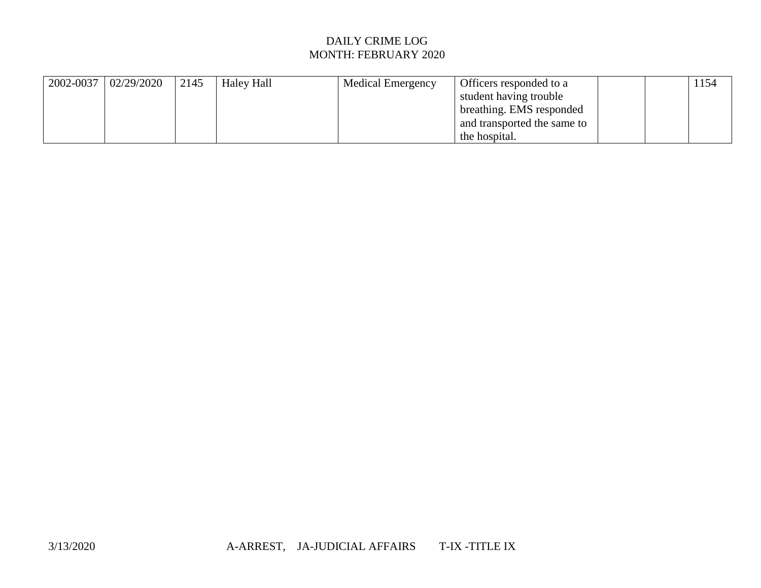DAILY CRIME LOG
MONTH: FEBRUARY 2020

| | | | | | | | | |
|---|---|---|---|---|---|---|---|---|
| 2002-0037 | 02/29/2020 | 2145 | Haley Hall | Medical Emergency | Officers responded to a student having trouble breathing. EMS responded and transported the same to the hospital. | | | 1154 |

3/13/2020 A-ARREST, JA-JUDICIAL AFFAIRS T-IX -TITLE IX